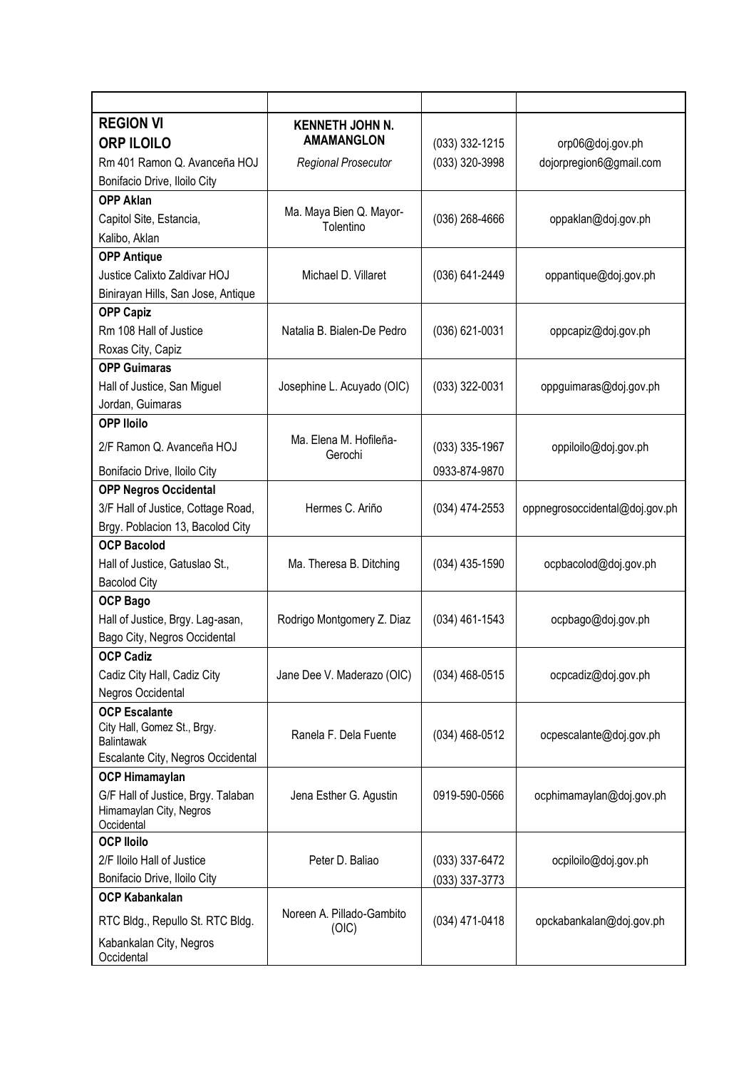| | | | |
|---|---|---|---|
| **REGION VI**<br>**ORP ILOILO**<br>Rm 401 Ramon Q. Avanceña HOJ<br>Bonifacio Drive, Iloilo City | **KENNETH JOHN N. AMAMANGLON**<br>*Regional Prosecutor* | (033) 332-1215<br>(033) 320-3998 | orp06@doj.gov.ph<br>dojorpregion6@gmail.com |
| **OPP Aklan**<br>Capitol Site, Estancia,<br>Kalibo, Aklan | Ma. Maya Bien Q. Mayor-Tolentino | (036) 268-4666 | oppaklan@doj.gov.ph |
| **OPP Antique**<br>Justice Calixto Zaldivar HOJ<br>Binirayan Hills, San Jose, Antique | Michael D. Villaret | (036) 641-2449 | oppantique@doj.gov.ph |
| **OPP Capiz**<br>Rm 108 Hall of Justice<br>Roxas City, Capiz | Natalia B. Bialen-De Pedro | (036) 621-0031 | oppcapiz@doj.gov.ph |
| **OPP Guimaras**<br>Hall of Justice, San Miguel<br>Jordan, Guimaras | Josephine L. Acuyado (OIC) | (033) 322-0031 | oppguimaras@doj.gov.ph |
| **OPP Iloilo**<br>2/F Ramon Q. Avanceña HOJ<br>Bonifacio Drive, Iloilo City | Ma. Elena M. Hofileña-Gerochi | (033) 335-1967<br>0933-874-9870 | oppiloilo@doj.gov.ph |
| **OPP Negros Occidental**<br>3/F Hall of Justice, Cottage Road,<br>Brgy. Poblacion 13, Bacolod City | Hermes C. Ariño | (034) 474-2553 | oppnegrosoccidental@doj.gov.ph |
| **OCP Bacolod**<br>Hall of Justice, Gatuslao St.,<br>Bacolod City | Ma. Theresa B. Ditching | (034) 435-1590 | ocpbacolod@doj.gov.ph |
| **OCP Bago**<br>Hall of Justice, Brgy. Lag-asan,<br>Bago City, Negros Occidental | Rodrigo Montgomery Z. Diaz | (034) 461-1543 | ocpbago@doj.gov.ph |
| **OCP Cadiz**<br>Cadiz City Hall, Cadiz City<br>Negros Occidental | Jane Dee V. Maderazo (OIC) | (034) 468-0515 | ocpcadiz@doj.gov.ph |
| **OCP Escalante**<br>City Hall, Gomez St., Brgy. Balintawak<br>Escalante City, Negros Occidental | Ranela F. Dela Fuente | (034) 468-0512 | ocpescalante@doj.gov.ph |
| **OCP Himamaylan**<br>G/F Hall of Justice, Brgy. Talaban<br>Himamaylan City, Negros Occidental | Jena Esther G. Agustin | 0919-590-0566 | ocphimamaylan@doj.gov.ph |
| **OCP Iloilo**<br>2/F Iloilo Hall of Justice<br>Bonifacio Drive, Iloilo City | Peter D. Baliao | (033) 337-6472<br>(033) 337-3773 | ocpiloilo@doj.gov.ph |
| **OCP Kabankalan**<br>RTC Bldg., Repullo St. RTC Bldg.<br>Kabankalan City, Negros Occidental | Noreen A. Pillado-Gambito (OIC) | (034) 471-0418 | opckabankalan@doj.gov.ph |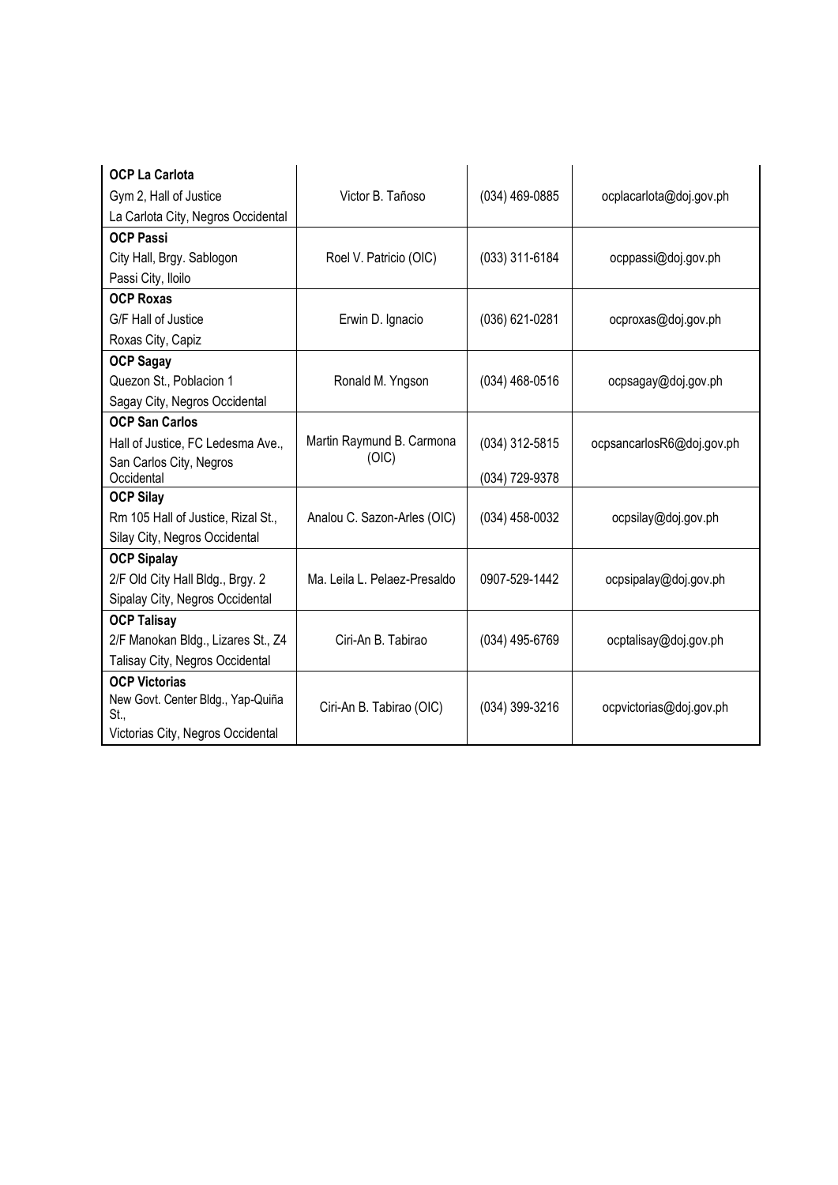| | | | |
|---|---|---|---|
| **OCP La Carlota**<br>Gym 2, Hall of Justice<br>La Carlota City, Negros Occidental | Victor B. Tañoso | (034) 469-0885 | ocplacarlota@doj.gov.ph |
| **OCP Passi**<br>City Hall, Brgy. Sablogon<br>Passi City, Iloilo | Roel V. Patricio (OIC) | (033) 311-6184 | ocppassi@doj.gov.ph |
| **OCP Roxas**<br>G/F Hall of Justice<br>Roxas City, Capiz | Erwin D. Ignacio | (036) 621-0281 | ocproxas@doj.gov.ph |
| **OCP Sagay**<br>Quezon St., Poblacion 1<br>Sagay City, Negros Occidental | Ronald M. Yngson | (034) 468-0516 | ocpsagay@doj.gov.ph |
| **OCP San Carlos**<br>Hall of Justice, FC Ledesma Ave.,<br>San Carlos City, Negros Occidental | Martin Raymund B. Carmona (OIC) | (034) 312-5815<br>(034) 729-9378 | ocpsancarlosR6@doj.gov.ph |
| **OCP Silay**<br>Rm 105 Hall of Justice, Rizal St.,<br>Silay City, Negros Occidental | Analou C. Sazon-Arles (OIC) | (034) 458-0032 | ocpsilay@doj.gov.ph |
| **OCP Sipalay**<br>2/F Old City Hall Bldg., Brgy. 2<br>Sipalay City, Negros Occidental | Ma. Leila L. Pelaez-Presaldo | 0907-529-1442 | ocpsipalay@doj.gov.ph |
| **OCP Talisay**<br>2/F Manokan Bldg., Lizares St., Z4<br>Talisay City, Negros Occidental | Ciri-An B. Tabirao | (034) 495-6769 | ocptalisay@doj.gov.ph |
| **OCP Victorias**<br>New Govt. Center Bldg., Yap-Quiña St.,<br>Victorias City, Negros Occidental | Ciri-An B. Tabirao (OIC) | (034) 399-3216 | ocpvictorias@doj.gov.ph |